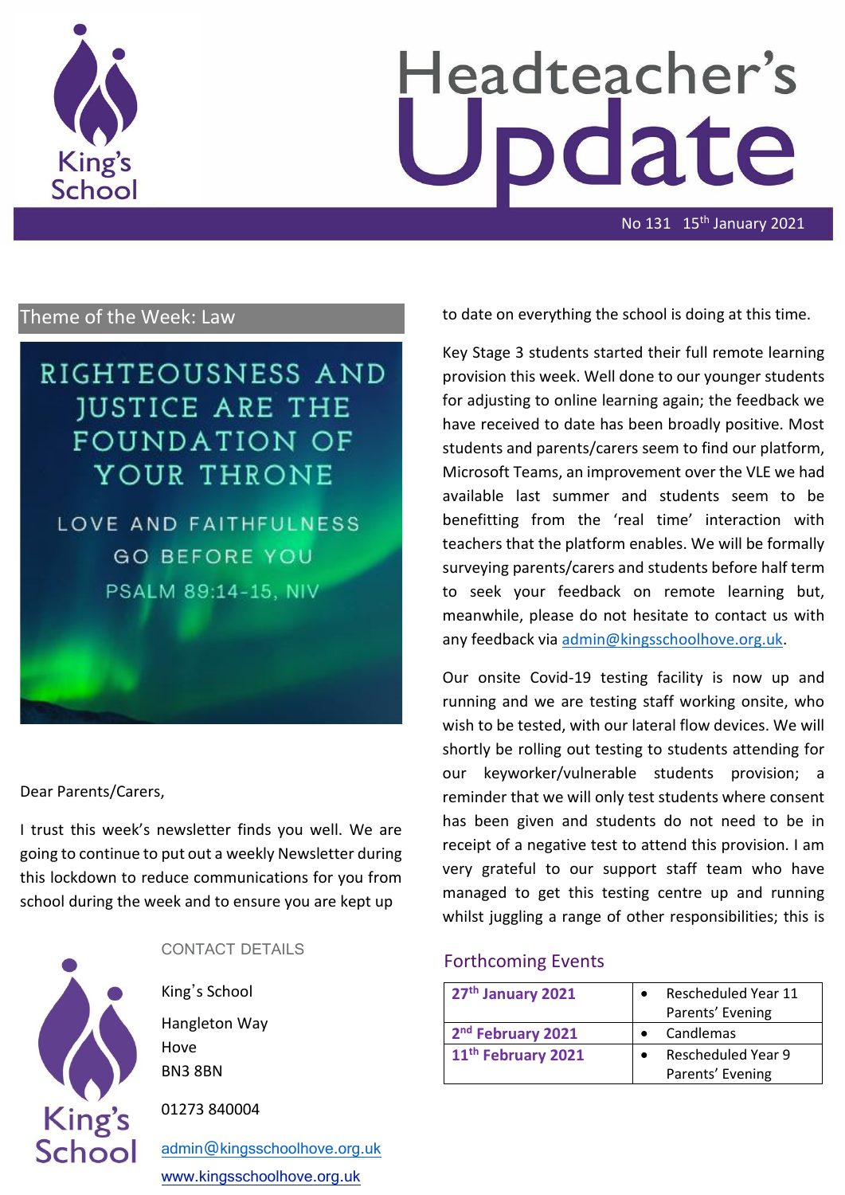# Headteacher's Update

No 131 15th January 2021

## Theme of the Week: Law

RIGHTEOUSNESS AND JUSTICE ARE THE FOUNDATION OF YOUR THRONE

LOVE AND FAITHFULNESS GO BEFORE YOU

PSALM 89:14-15, NIV

Dear Parents/Carers,

I trust this week's newsletter finds you well. We are going to continue to put out a weekly Newsletter during this lockdown to reduce communications for you from school during the week and to ensure you are kept up to date on everything the school is doing at this time.

Key Stage 3 students started their full remote learning provision this week. Well done to our younger students for adjusting to online learning again; the feedback we have received to date has been broadly positive. Most students and parents/carers seem to find our platform, Microsoft Teams, an improvement over the VLE we had available last summer and students seem to be benefitting from the 'real time' interaction with teachers that the platform enables. We will be formally surveying parents/carers and students before half term to seek your feedback on remote learning but, meanwhile, please do not hesitate to contact us with any feedback via admin@kingsschoolhove.org.uk.

Our onsite Covid-19 testing facility is now up and running and we are testing staff working onsite, who wish to be tested, with our lateral flow devices. We will shortly be rolling out testing to students attending for our keyworker/vulnerable students provision; a reminder that we will only test students where consent has been given and students do not need to be in receipt of a negative test to attend this provision. I am very grateful to our support staff team who have managed to get this testing centre up and running whilst juggling a range of other responsibilities; this is

## Forthcoming Events

| | |
|---|---|
| **27th January 2021** | • Rescheduled Year 11 Parents' Evening |
| **2nd February 2021** | • Candlemas |
| **11th February 2021** | • Rescheduled Year 9 Parents' Evening |

## CONTACT DETAILS

King's School

Hangleton Way

Hove

BN3 8BN

01273 840004

admin@kingsschoolhove.org.uk

www.kingsschoolhove.org.uk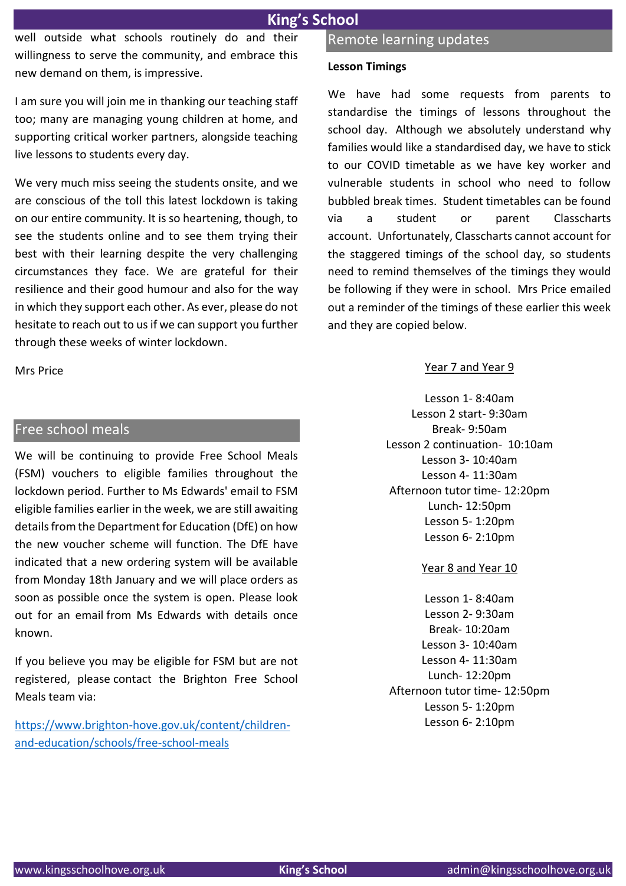well outside what schools routinely do and their willingness to serve the community, and embrace this new demand on them, is impressive.

I am sure you will join me in thanking our teaching staff too; many are managing young children at home, and supporting critical worker partners, alongside teaching live lessons to students every day.

We very much miss seeing the students onsite, and we are conscious of the toll this latest lockdown is taking on our entire community. It is so heartening, though, to see the students online and to see them trying their best with their learning despite the very challenging circumstances they face. We are grateful for their resilience and their good humour and also for the way in which they support each other. As ever, please do not hesitate to reach out to us if we can support you further through these weeks of winter lockdown.

Mrs Price

## Free school meals

We will be continuing to provide Free School Meals (FSM) vouchers to eligible families throughout the lockdown period. Further to Ms Edwards' email to FSM eligible families earlier in the week, we are still awaiting details from the Department for Education (DfE) on how the new voucher scheme will function. The DfE have indicated that a new ordering system will be available from Monday 18th January and we will place orders as soon as possible once the system is open. Please look out for an email from Ms Edwards with details once known.

If you believe you may be eligible for FSM but are not registered, please contact the Brighton Free School Meals team via:

[https://www.brighton-hove.gov.uk/content/children-and-education/schools/free-school-meals](https://www.brighton-hove.gov.uk/content/children-and-education/schools/free-school-meals)

## Remote learning updates

**Lesson Timings**

We have had some requests from parents to standardise the timings of lessons throughout the school day. Although we absolutely understand why families would like a standardised day, we have to stick to our COVID timetable as we have key worker and vulnerable students in school who need to follow bubbled break times. Student timetables can be found via a student or parent Classcharts account. Unfortunately, Classcharts cannot account for the staggered timings of the school day, so students need to remind themselves of the timings they would be following if they were in school. Mrs Price emailed out a reminder of the timings of these earlier this week and they are copied below.

Year 7 and Year 9

Lesson 1- 8:40am
Lesson 2 start- 9:30am
Break- 9:50am
Lesson 2 continuation- 10:10am
Lesson 3- 10:40am
Lesson 4- 11:30am
Afternoon tutor time- 12:20pm
Lunch- 12:50pm
Lesson 5- 1:20pm
Lesson 6- 2:10pm

Year 8 and Year 10

Lesson 1- 8:40am
Lesson 2- 9:30am
Break- 10:20am
Lesson 3- 10:40am
Lesson 4- 11:30am
Lunch- 12:20pm
Afternoon tutor time- 12:50pm
Lesson 5- 1:20pm
Lesson 6- 2:10pm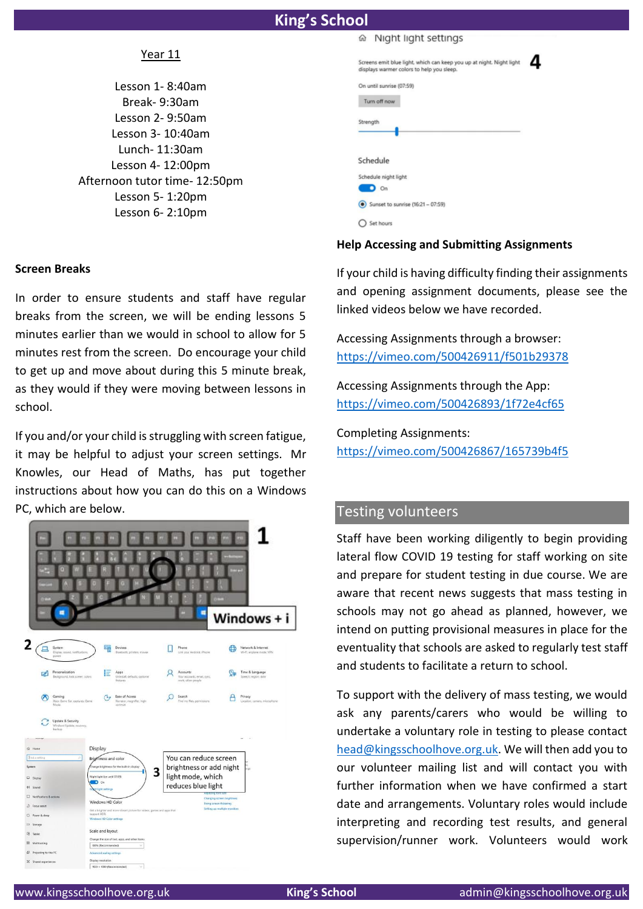## Year 11

Lesson 1- 8:40am
Break- 9:30am
Lesson 2- 9:50am
Lesson 3- 10:40am
Lunch- 11:30am
Lesson 4- 12:00pm
Afternoon tutor time- 12:50pm
Lesson 5- 1:20pm
Lesson 6- 2:10pm

### Screen Breaks

In order to ensure students and staff have regular breaks from the screen, we will be ending lessons 5 minutes earlier than we would in school to allow for 5 minutes rest from the screen. Do encourage your child to get up and move about during this 5 minute break, as they would if they were moving between lessons in school.

If you and/or your child is struggling with screen fatigue, it may be helpful to adjust your screen settings. Mr Knowles, our Head of Maths, has put together instructions about how you can do this on a Windows PC, which are below.

1 Windows + i

2

3 You can reduce screen brightness or add night light mode, which reduces blue light

4

### Help Accessing and Submitting Assignments

If your child is having difficulty finding their assignments and opening assignment documents, please see the linked videos below we have recorded.

Accessing Assignments through a browser:
https://vimeo.com/500426911/f501b29378

Accessing Assignments through the App:
https://vimeo.com/500426893/1f72e4cf65

Completing Assignments:
https://vimeo.com/500426867/165739b4f5

## Testing volunteers

Staff have been working diligently to begin providing lateral flow COVID 19 testing for staff working on site and prepare for student testing in due course. We are aware that recent news suggests that mass testing in schools may not go ahead as planned, however, we intend on putting provisional measures in place for the eventuality that schools are asked to regularly test staff and students to facilitate a return to school.

To support with the delivery of mass testing, we would ask any parents/carers who would be willing to undertake a voluntary role in testing to please contact head@kingsschoolhove.org.uk. We will then add you to our volunteer mailing list and contact you with further information when we have confirmed a start date and arrangements. Voluntary roles would include interpreting and recording test results, and general supervision/runner work. Volunteers would work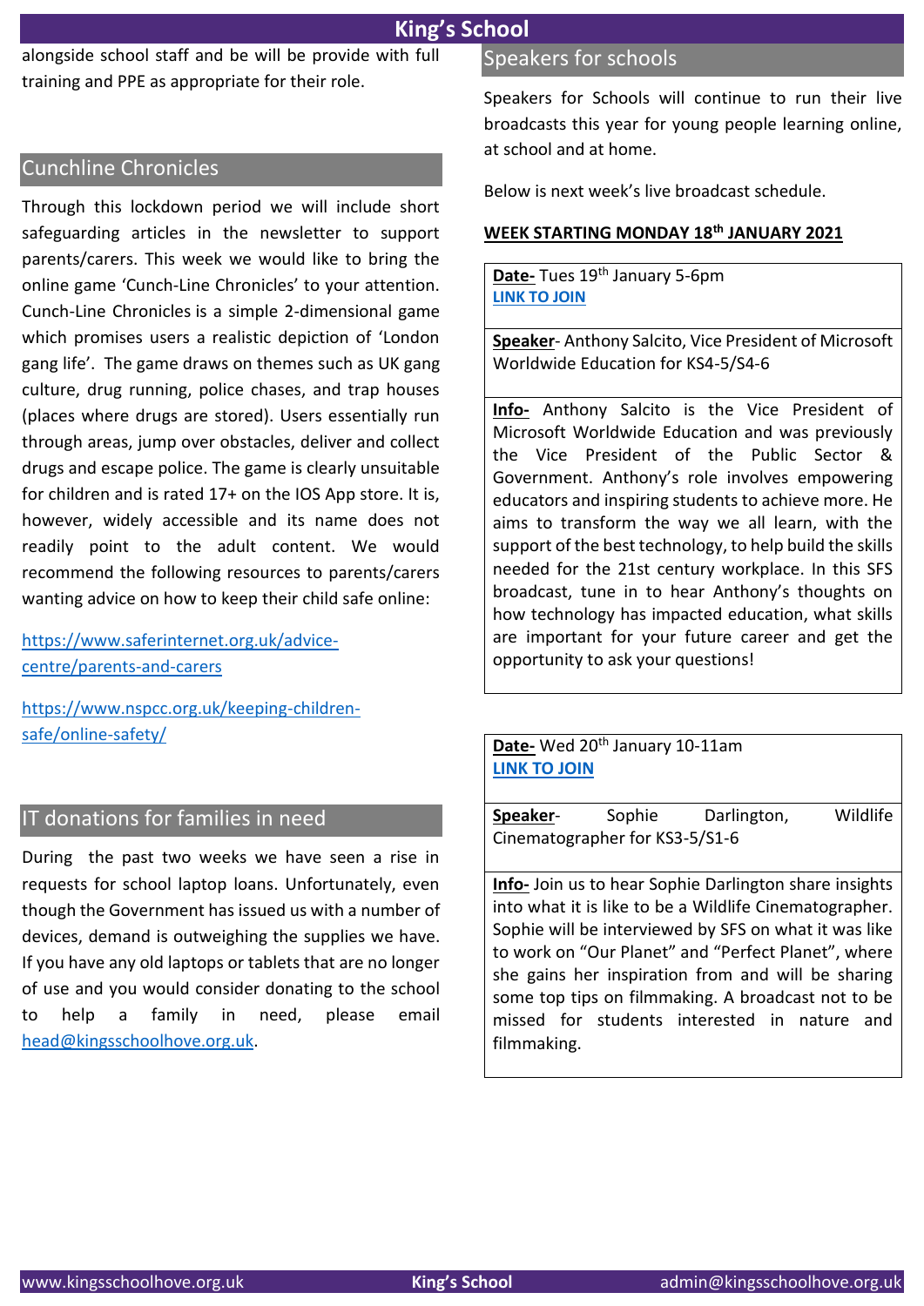alongside school staff and be will be provide with full training and PPE as appropriate for their role.

## Cunchline Chronicles

Through this lockdown period we will include short safeguarding articles in the newsletter to support parents/carers. This week we would like to bring the online game 'Cunch-Line Chronicles' to your attention. Cunch-Line Chronicles is a simple 2-dimensional game which promises users a realistic depiction of 'London gang life'. The game draws on themes such as UK gang culture, drug running, police chases, and trap houses (places where drugs are stored). Users essentially run through areas, jump over obstacles, deliver and collect drugs and escape police. The game is clearly unsuitable for children and is rated 17+ on the IOS App store. It is, however, widely accessible and its name does not readily point to the adult content. We would recommend the following resources to parents/carers wanting advice on how to keep their child safe online:

https://www.saferinternet.org.uk/advice-centre/parents-and-carers

https://www.nspcc.org.uk/keeping-children-safe/online-safety/

## IT donations for families in need

During the past two weeks we have seen a rise in requests for school laptop loans. Unfortunately, even though the Government has issued us with a number of devices, demand is outweighing the supplies we have. If you have any old laptops or tablets that are no longer of use and you would consider donating to the school to help a family in need, please email head@kingsschoolhove.org.uk.

## Speakers for schools

Speakers for Schools will continue to run their live broadcasts this year for young people learning online, at school and at home.

Below is next week's live broadcast schedule.

**WEEK STARTING MONDAY 18th JANUARY 2021**

| |
|---|
| **Date-** Tues 19th January 5-6pm<br>**LINK TO JOIN** |
| **Speaker**- Anthony Salcito, Vice President of Microsoft Worldwide Education for KS4-5/S4-6 |
| **Info-** Anthony Salcito is the Vice President of Microsoft Worldwide Education and was previously the Vice President of the Public Sector & Government. Anthony's role involves empowering educators and inspiring students to achieve more. He aims to transform the way we all learn, with the support of the best technology, to help build the skills needed for the 21st century workplace. In this SFS broadcast, tune in to hear Anthony's thoughts on how technology has impacted education, what skills are important for your future career and get the opportunity to ask your questions! |

| |
|---|
| **Date-** Wed 20th January 10-11am<br>**LINK TO JOIN** |
| **Speaker**- Sophie Darlington, Wildlife Cinematographer for KS3-5/S1-6 |
| **Info-** Join us to hear Sophie Darlington share insights into what it is like to be a Wildlife Cinematographer. Sophie will be interviewed by SFS on what it was like to work on "Our Planet" and "Perfect Planet", where she gains her inspiration from and will be sharing some top tips on filmmaking. A broadcast not to be missed for students interested in nature and filmmaking. |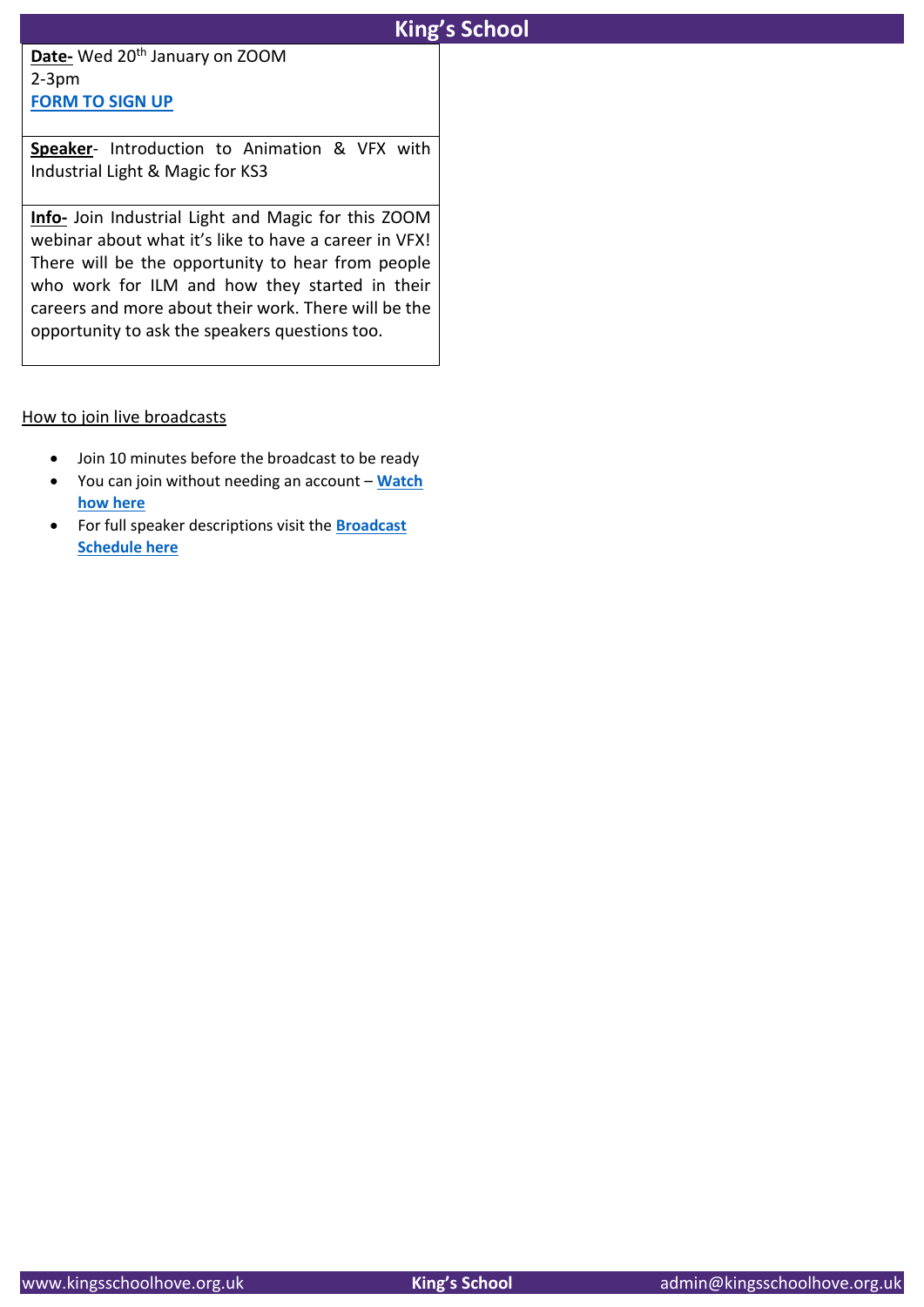**Date-** Wed 20th January on ZOOM
2-3pm
**FORM TO SIGN UP**

**Speaker**- Introduction to Animation & VFX with Industrial Light & Magic for KS3

**Info-** Join Industrial Light and Magic for this ZOOM webinar about what it's like to have a career in VFX! There will be the opportunity to hear from people who work for ILM and how they started in their careers and more about their work. There will be the opportunity to ask the speakers questions too.

How to join live broadcasts

- Join 10 minutes before the broadcast to be ready
- You can join without needing an account – **Watch how here**
- For full speaker descriptions visit the **Broadcast Schedule here**